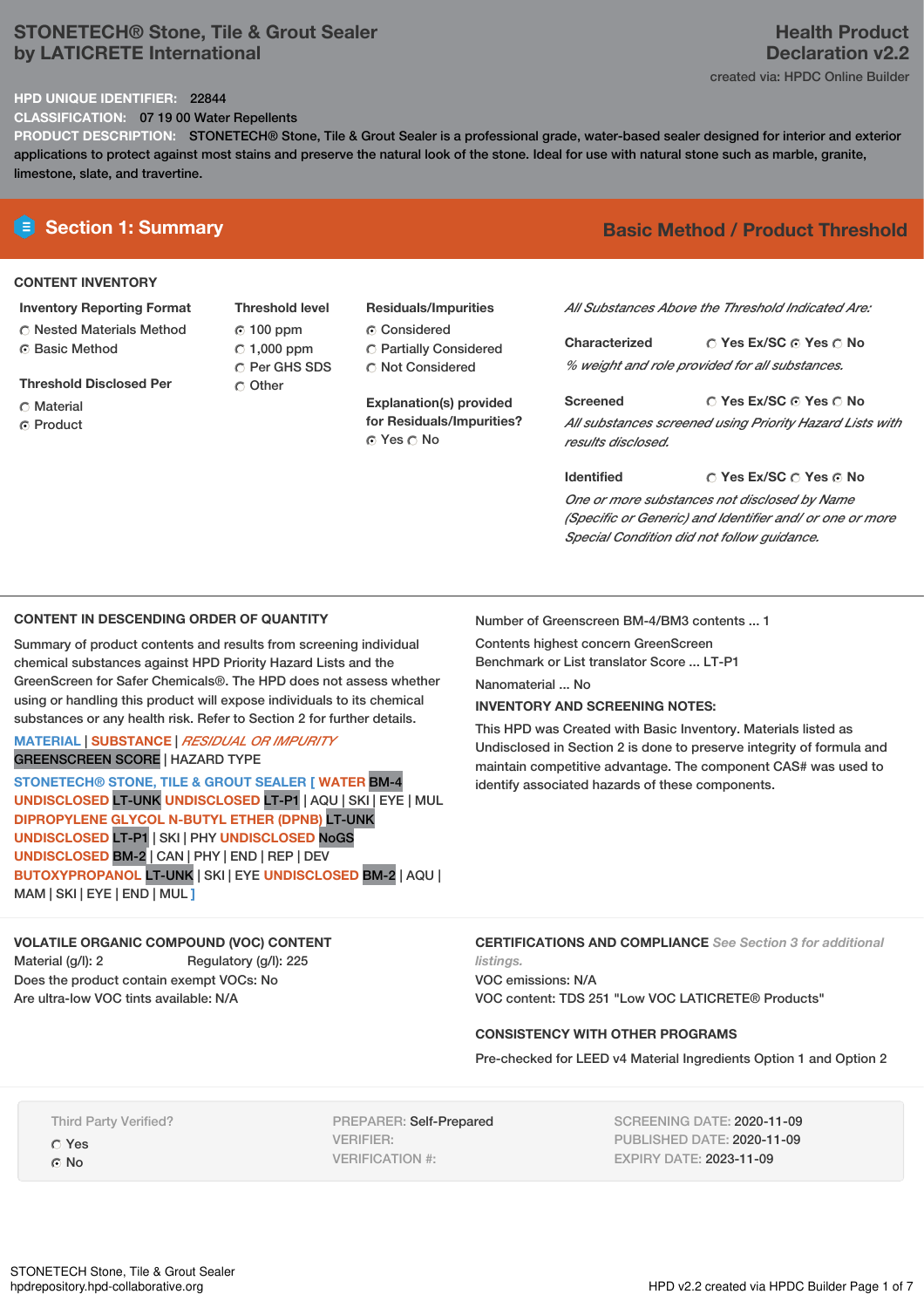# STONETECH® Stone, Tile & Grout Sealer by LATICRETE International

**Health Product Declaration v2.2**

created via: HPDC Online Builder

**HPD UNIQUE IDENTIFIER:** 22844

**CLASSIFICATION:** 07 19 00 Water Repellents

**PRODUCT DESCRIPTION:** STONETECH® Stone, Tile & Grout Sealer is a professional grade, water-based sealer designed for interior and exterior applications to protect against most stains and preserve the natural look of the stone. Ideal for use with natural stone such as marble, granite, limestone, slate, and travertine.

## Section 1: Summary

**Basic Method / Product Threshold**

### CONTENT INVENTORY

**Inventory Reporting Format**
- ○ Nested Materials Method
- ● Basic Method

**Threshold Disclosed Per**
- ○ Material
- ● Product

**Threshold level**
- ● 100 ppm
- ○ 1,000 ppm
- ○ Per GHS SDS
- ○ Other

**Residuals/Impurities**
- ● Considered
- ○ Partially Considered
- ○ Not Considered

**Explanation(s) provided for Residuals/Impurities?**
● Yes ○ No

*All Substances Above the Threshold Indicated Are:*

**Characterized** ○ Yes Ex/SC ● Yes ○ No
*% weight and role provided for all substances.*

**Screened** ○ Yes Ex/SC ● Yes ○ No
*All substances screened using Priority Hazard Lists with results disclosed.*

**Identified** ○ Yes Ex/SC ○ Yes ● No
*One or more substances not disclosed by Name (Specific or Generic) and Identifier and/ or one or more Special Condition did not follow guidance.*

### CONTENT IN DESCENDING ORDER OF QUANTITY

Summary of product contents and results from screening individual chemical substances against HPD Priority Hazard Lists and the GreenScreen for Safer Chemicals®. The HPD does not assess whether using or handling this product will expose individuals to its chemical substances or any health risk. Refer to Section 2 for further details.

**MATERIAL** | **SUBSTANCE** | *RESIDUAL OR IMPURITY*
GREENSCREEN SCORE | HAZARD TYPE

**STONETECH® STONE, TILE & GROUT SEALER [ WATER** BM-4 **UNDISCLOSED** LT-UNK **UNDISCLOSED** LT-P1 | AQU | SKI | EYE | MUL **DIPROPYLENE GLYCOL N-BUTYL ETHER (DPNB)** LT-UNK **UNDISCLOSED** LT-P1 | SKI | PHY **UNDISCLOSED** NoGS **UNDISCLOSED** BM-2 | CAN | PHY | END | REP | DEV **BUTOXYPROPANOL** LT-UNK | SKI | EYE **UNDISCLOSED** BM-2 | AQU | MAM | SKI | EYE | END | MUL **]**

Number of Greenscreen BM-4/BM3 contents ... 1

Contents highest concern GreenScreen Benchmark or List translator Score ... LT-P1

Nanomaterial ... No

**INVENTORY AND SCREENING NOTES:**

This HPD was Created with Basic Inventory. Materials listed as Undisclosed in Section 2 is done to preserve integrity of formula and maintain competitive advantage. The component CAS# was used to identify associated hazards of these components.

### VOLATILE ORGANIC COMPOUND (VOC) CONTENT

Material (g/l): 2
Regulatory (g/l): 225
Does the product contain exempt VOCs: No
Are ultra-low VOC tints available: N/A

### CERTIFICATIONS AND COMPLIANCE

*See Section 3 for additional listings.*

VOC emissions: N/A
VOC content: TDS 251 "Low VOC LATICRETE® Products"

### CONSISTENCY WITH OTHER PROGRAMS

Pre-checked for LEED v4 Material Ingredients Option 1 and Option 2

Third Party Verified?
- ○ Yes
- ● No

PREPARER: Self-Prepared
VERIFIER:
VERIFICATION #:

SCREENING DATE: 2020-11-09
PUBLISHED DATE: 2020-11-09
EXPIRY DATE: 2023-11-09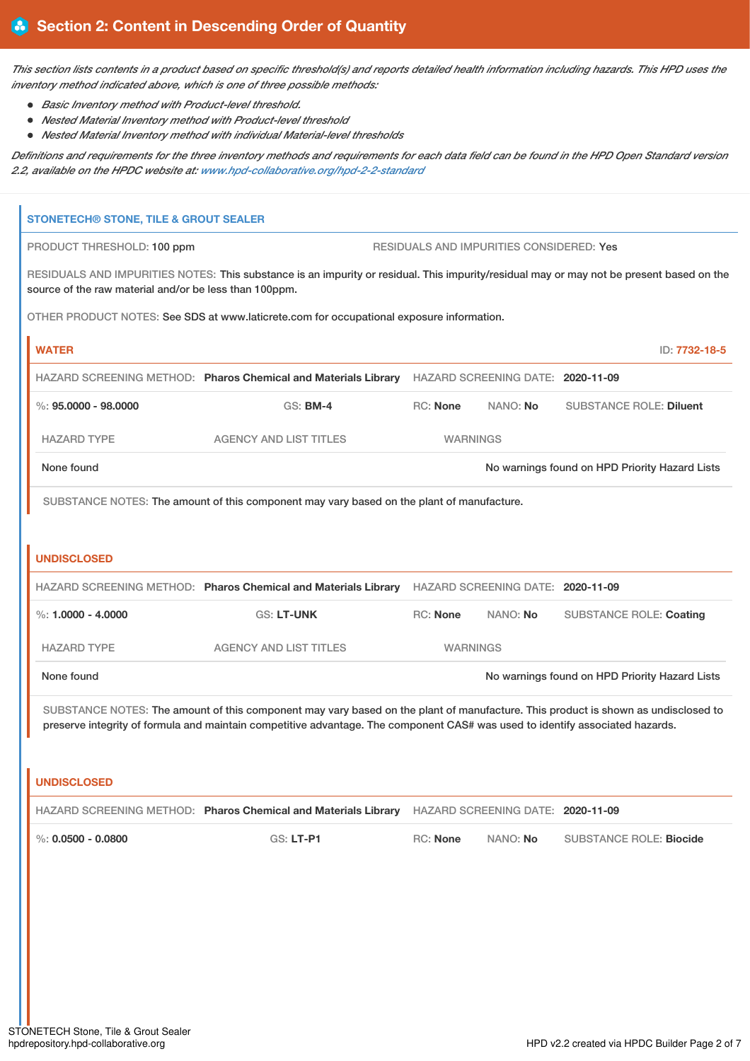## Section 2: Content in Descending Order of Quantity

*This section lists contents in a product based on specific threshold(s) and reports detailed health information including hazards. This HPD uses the inventory method indicated above, which is one of three possible methods:*

- *Basic Inventory method with Product-level threshold.*
- *Nested Material Inventory method with Product-level threshold*
- *Nested Material Inventory method with individual Material-level thresholds*

*Definitions and requirements for the three inventory methods and requirements for each data field can be found in the HPD Open Standard version 2.2, available on the HPDC website at: www.hpd-collaborative.org/hpd-2-2-standard*

### STONETECH® STONE, TILE & GROUT SEALER

PRODUCT THRESHOLD: 100 ppm

RESIDUALS AND IMPURITIES CONSIDERED: Yes

RESIDUALS AND IMPURITIES NOTES: This substance is an impurity or residual. This impurity/residual may or may not be present based on the source of the raw material and/or be less than 100ppm.

OTHER PRODUCT NOTES: See SDS at www.laticrete.com for occupational exposure information.

#### WATER

ID: 7732-18-5

HAZARD SCREENING METHOD: **Pharos Chemical and Materials Library** HAZARD SCREENING DATE: **2020-11-09**

%: **95.0000 - 98.0000** GS: **BM-4** RC: **None** NANO: **No** SUBSTANCE ROLE: **Diluent**

| HAZARD TYPE | AGENCY AND LIST TITLES | WARNINGS |
|---|---|---|
| None found | | No warnings found on HPD Priority Hazard Lists |

SUBSTANCE NOTES: The amount of this component may vary based on the plant of manufacture.

#### UNDISCLOSED

HAZARD SCREENING METHOD: **Pharos Chemical and Materials Library** HAZARD SCREENING DATE: **2020-11-09**

%: **1.0000 - 4.0000** GS: **LT-UNK** RC: **None** NANO: **No** SUBSTANCE ROLE: **Coating**

| HAZARD TYPE | AGENCY AND LIST TITLES | WARNINGS |
|---|---|---|
| None found | | No warnings found on HPD Priority Hazard Lists |

SUBSTANCE NOTES: The amount of this component may vary based on the plant of manufacture. This product is shown as undisclosed to preserve integrity of formula and maintain competitive advantage. The component CAS# was used to identify associated hazards.

#### UNDISCLOSED

HAZARD SCREENING METHOD: **Pharos Chemical and Materials Library** HAZARD SCREENING DATE: **2020-11-09**

%: **0.0500 - 0.0800** GS: **LT-P1** RC: **None** NANO: **No** SUBSTANCE ROLE: **Biocide**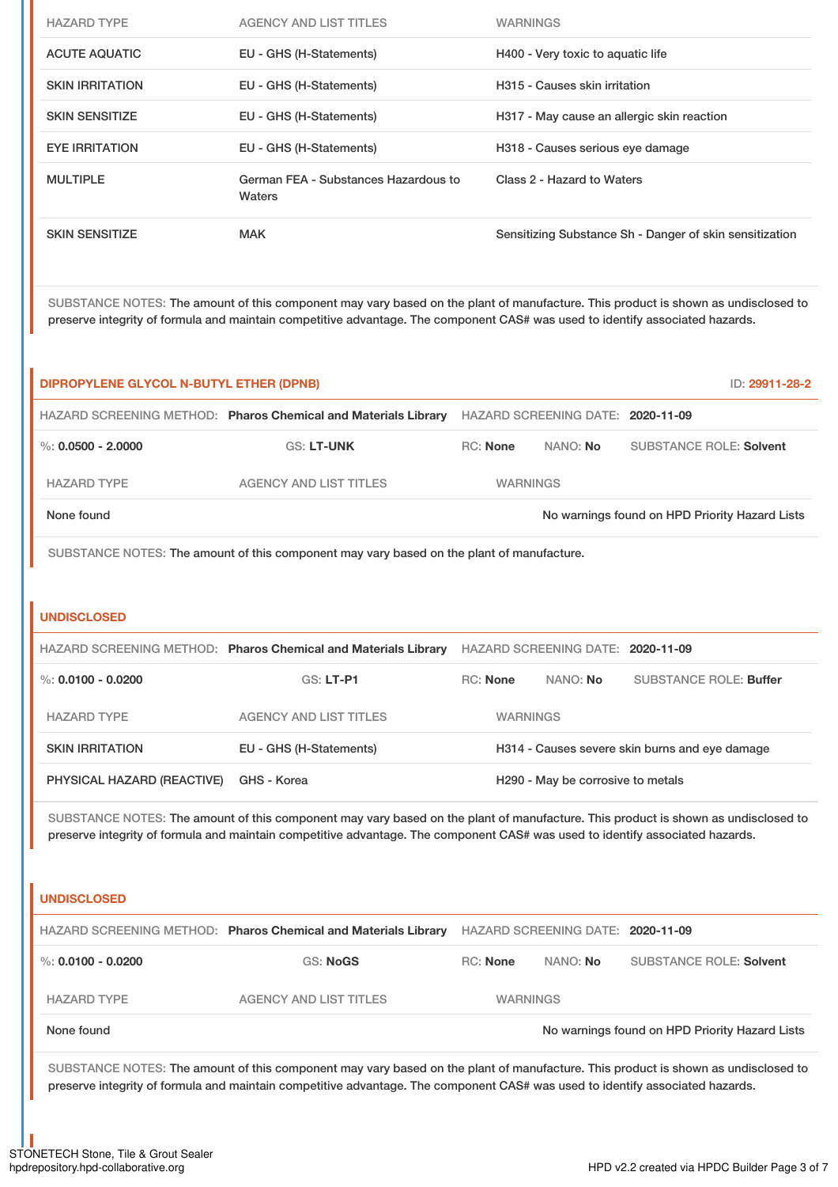| HAZARD TYPE | AGENCY AND LIST TITLES | WARNINGS |
|---|---|---|
| ACUTE AQUATIC | EU - GHS (H-Statements) | H400 - Very toxic to aquatic life |
| SKIN IRRITATION | EU - GHS (H-Statements) | H315 - Causes skin irritation |
| SKIN SENSITIZE | EU - GHS (H-Statements) | H317 - May cause an allergic skin reaction |
| EYE IRRITATION | EU - GHS (H-Statements) | H318 - Causes serious eye damage |
| MULTIPLE | German FEA - Substances Hazardous to Waters | Class 2 - Hazard to Waters |
| SKIN SENSITIZE | MAK | Sensitizing Substance Sh - Danger of skin sensitization |

SUBSTANCE NOTES: The amount of this component may vary based on the plant of manufacture. This product is shown as undisclosed to preserve integrity of formula and maintain competitive advantage. The component CAS# was used to identify associated hazards.

## DIPROPYLENE GLYCOL N-BUTYL ETHER (DPNB)

ID: 29911-28-2

HAZARD SCREENING METHOD: **Pharos Chemical and Materials Library** HAZARD SCREENING DATE: **2020-11-09**

%: **0.0500 - 2.0000** GS: **LT-UNK** RC: **None** NANO: **No** SUBSTANCE ROLE: **Solvent**

| HAZARD TYPE | AGENCY AND LIST TITLES | WARNINGS |
|---|---|---|
| None found | | No warnings found on HPD Priority Hazard Lists |

SUBSTANCE NOTES: The amount of this component may vary based on the plant of manufacture.

## UNDISCLOSED

HAZARD SCREENING METHOD: **Pharos Chemical and Materials Library** HAZARD SCREENING DATE: **2020-11-09**

%: **0.0100 - 0.0200** GS: **LT-P1** RC: **None** NANO: **No** SUBSTANCE ROLE: **Buffer**

| HAZARD TYPE | AGENCY AND LIST TITLES | WARNINGS |
|---|---|---|
| SKIN IRRITATION | EU - GHS (H-Statements) | H314 - Causes severe skin burns and eye damage |
| PHYSICAL HAZARD (REACTIVE) | GHS - Korea | H290 - May be corrosive to metals |

SUBSTANCE NOTES: The amount of this component may vary based on the plant of manufacture. This product is shown as undisclosed to preserve integrity of formula and maintain competitive advantage. The component CAS# was used to identify associated hazards.

## UNDISCLOSED

HAZARD SCREENING METHOD: **Pharos Chemical and Materials Library** HAZARD SCREENING DATE: **2020-11-09**

%: **0.0100 - 0.0200** GS: **NoGS** RC: **None** NANO: **No** SUBSTANCE ROLE: **Solvent**

| HAZARD TYPE | AGENCY AND LIST TITLES | WARNINGS |
|---|---|---|
| None found | | No warnings found on HPD Priority Hazard Lists |

SUBSTANCE NOTES: The amount of this component may vary based on the plant of manufacture. This product is shown as undisclosed to preserve integrity of formula and maintain competitive advantage. The component CAS# was used to identify associated hazards.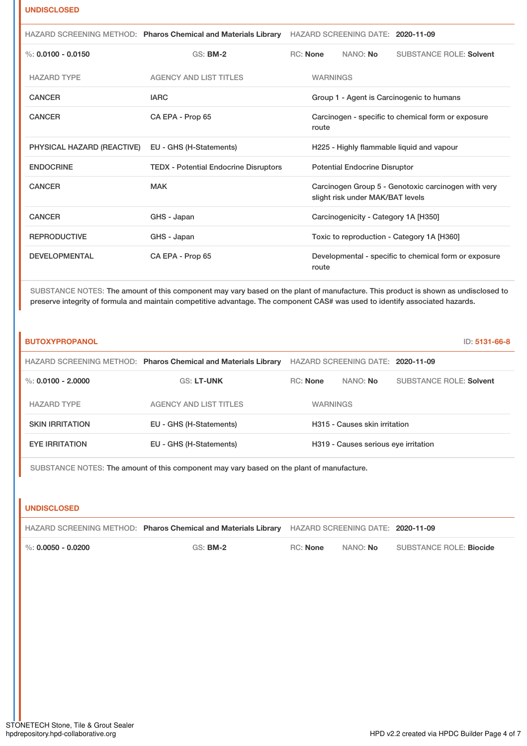### UNDISCLOSED

HAZARD SCREENING METHOD: **Pharos Chemical and Materials Library** HAZARD SCREENING DATE: **2020-11-09**

%: **0.0100 - 0.0150** GS: **BM-2** RC: **None** NANO: **No** SUBSTANCE ROLE: **Solvent**

| HAZARD TYPE | AGENCY AND LIST TITLES | WARNINGS |
|---|---|---|
| CANCER | IARC | Group 1 - Agent is Carcinogenic to humans |
| CANCER | CA EPA - Prop 65 | Carcinogen - specific to chemical form or exposure route |
| PHYSICAL HAZARD (REACTIVE) | EU - GHS (H-Statements) | H225 - Highly flammable liquid and vapour |
| ENDOCRINE | TEDX - Potential Endocrine Disruptors | Potential Endocrine Disruptor |
| CANCER | MAK | Carcinogen Group 5 - Genotoxic carcinogen with very slight risk under MAK/BAT levels |
| CANCER | GHS - Japan | Carcinogenicity - Category 1A [H350] |
| REPRODUCTIVE | GHS - Japan | Toxic to reproduction - Category 1A [H360] |
| DEVELOPMENTAL | CA EPA - Prop 65 | Developmental - specific to chemical form or exposure route |

SUBSTANCE NOTES: The amount of this component may vary based on the plant of manufacture. This product is shown as undisclosed to preserve integrity of formula and maintain competitive advantage. The component CAS# was used to identify associated hazards.

### BUTOXYPROPANOL

ID: **5131-66-8**

HAZARD SCREENING METHOD: **Pharos Chemical and Materials Library** HAZARD SCREENING DATE: **2020-11-09**

%: **0.0100 - 2.0000** GS: **LT-UNK** RC: **None** NANO: **No** SUBSTANCE ROLE: **Solvent**

| HAZARD TYPE | AGENCY AND LIST TITLES | WARNINGS |
|---|---|---|
| SKIN IRRITATION | EU - GHS (H-Statements) | H315 - Causes skin irritation |
| EYE IRRITATION | EU - GHS (H-Statements) | H319 - Causes serious eye irritation |

SUBSTANCE NOTES: The amount of this component may vary based on the plant of manufacture.

### UNDISCLOSED

HAZARD SCREENING METHOD: **Pharos Chemical and Materials Library** HAZARD SCREENING DATE: **2020-11-09**

%: **0.0050 - 0.0200** GS: **BM-2** RC: **None** NANO: **No** SUBSTANCE ROLE: **Biocide**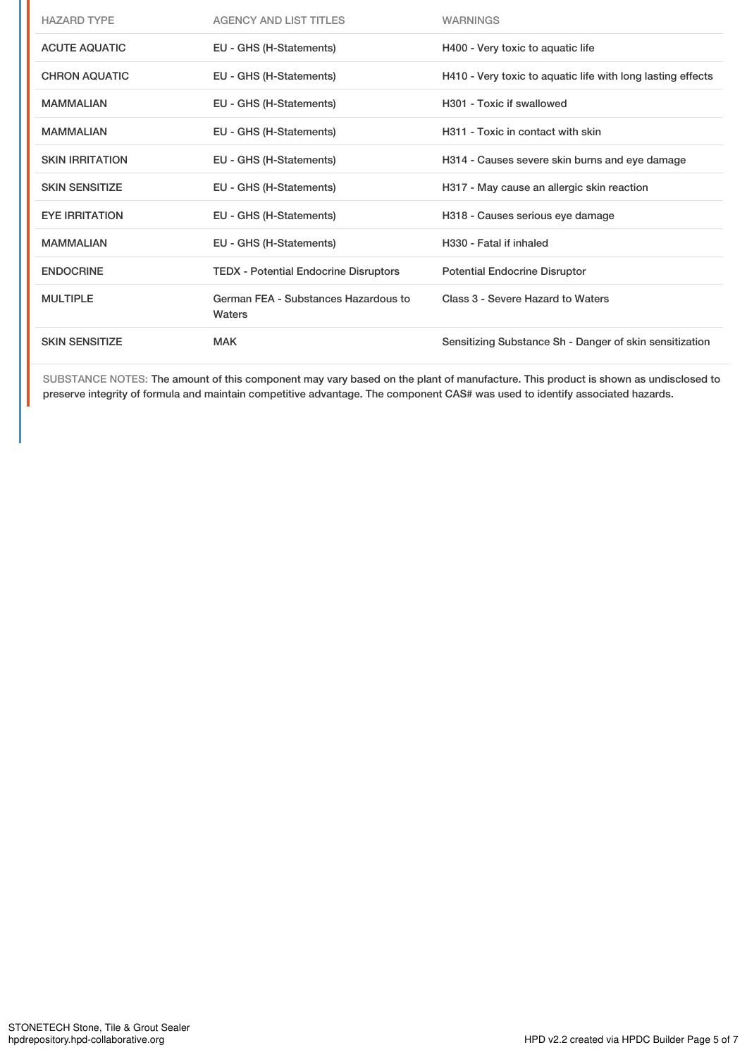| HAZARD TYPE | AGENCY AND LIST TITLES | WARNINGS |
| --- | --- | --- |
| ACUTE AQUATIC | EU - GHS (H-Statements) | H400 - Very toxic to aquatic life |
| CHRON AQUATIC | EU - GHS (H-Statements) | H410 - Very toxic to aquatic life with long lasting effects |
| MAMMALIAN | EU - GHS (H-Statements) | H301 - Toxic if swallowed |
| MAMMALIAN | EU - GHS (H-Statements) | H311 - Toxic in contact with skin |
| SKIN IRRITATION | EU - GHS (H-Statements) | H314 - Causes severe skin burns and eye damage |
| SKIN SENSITIZE | EU - GHS (H-Statements) | H317 - May cause an allergic skin reaction |
| EYE IRRITATION | EU - GHS (H-Statements) | H318 - Causes serious eye damage |
| MAMMALIAN | EU - GHS (H-Statements) | H330 - Fatal if inhaled |
| ENDOCRINE | TEDX - Potential Endocrine Disruptors | Potential Endocrine Disruptor |
| MULTIPLE | German FEA - Substances Hazardous to Waters | Class 3 - Severe Hazard to Waters |
| SKIN SENSITIZE | MAK | Sensitizing Substance Sh - Danger of skin sensitization |

SUBSTANCE NOTES: The amount of this component may vary based on the plant of manufacture. This product is shown as undisclosed to preserve integrity of formula and maintain competitive advantage. The component CAS# was used to identify associated hazards.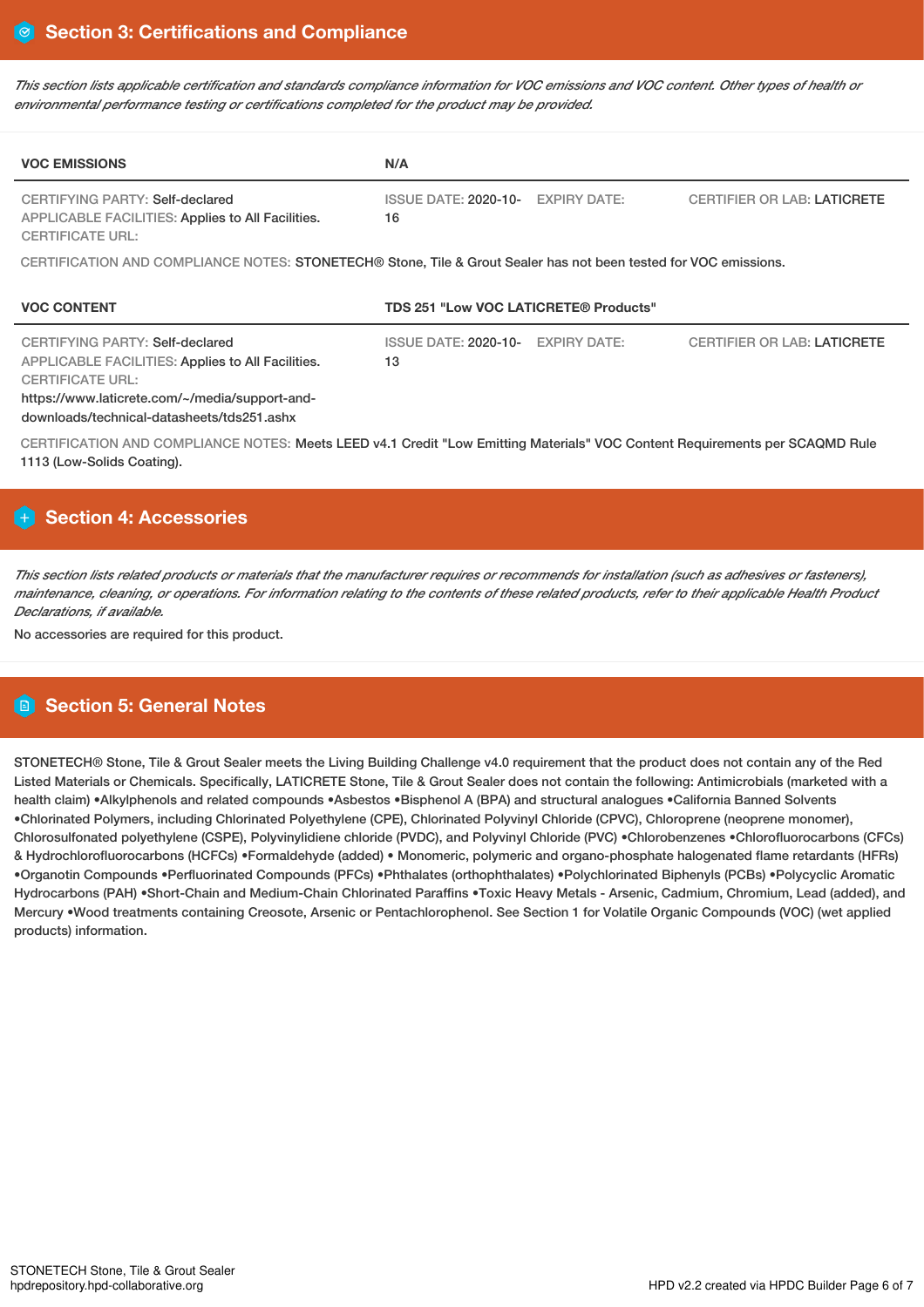## Section 3: Certifications and Compliance

*This section lists applicable certification and standards compliance information for VOC emissions and VOC content. Other types of health or environmental performance testing or certifications completed for the product may be provided.*

**VOC EMISSIONS** | **N/A**

CERTIFYING PARTY: Self-declared
APPLICABLE FACILITIES: Applies to All Facilities.
CERTIFICATE URL:

ISSUE DATE: 2020-10-16
EXPIRY DATE:
CERTIFIER OR LAB: LATICRETE

CERTIFICATION AND COMPLIANCE NOTES: STONETECH® Stone, Tile & Grout Sealer has not been tested for VOC emissions.

**VOC CONTENT** | **TDS 251 "Low VOC LATICRETE® Products"**

CERTIFYING PARTY: Self-declared
APPLICABLE FACILITIES: Applies to All Facilities.
CERTIFICATE URL:
https://www.laticrete.com/~/media/support-and-downloads/technical-datasheets/tds251.ashx

ISSUE DATE: 2020-10-13
EXPIRY DATE:
CERTIFIER OR LAB: LATICRETE

CERTIFICATION AND COMPLIANCE NOTES: Meets LEED v4.1 Credit "Low Emitting Materials" VOC Content Requirements per SCAQMD Rule 1113 (Low-Solids Coating).

## Section 4: Accessories

*This section lists related products or materials that the manufacturer requires or recommends for installation (such as adhesives or fasteners), maintenance, cleaning, or operations. For information relating to the contents of these related products, refer to their applicable Health Product Declarations, if available.*

No accessories are required for this product.

## Section 5: General Notes

STONETECH® Stone, Tile & Grout Sealer meets the Living Building Challenge v4.0 requirement that the product does not contain any of the Red Listed Materials or Chemicals. Specifically, LATICRETE Stone, Tile & Grout Sealer does not contain the following: Antimicrobials (marketed with a health claim) •Alkylphenols and related compounds •Asbestos •Bisphenol A (BPA) and structural analogues •California Banned Solvents •Chlorinated Polymers, including Chlorinated Polyethylene (CPE), Chlorinated Polyvinyl Chloride (CPVC), Chloroprene (neoprene monomer), Chlorosulfonated polyethylene (CSPE), Polyvinylidiene chloride (PVDC), and Polyvinyl Chloride (PVC) •Chlorobenzenes •Chlorofluorocarbons (CFCs) & Hydrochlorofluorocarbons (HCFCs) •Formaldehyde (added) • Monomeric, polymeric and organo-phosphate halogenated flame retardants (HFRs) •Organotin Compounds •Perfluorinated Compounds (PFCs) •Phthalates (orthophthalates) •Polychlorinated Biphenyls (PCBs) •Polycyclic Aromatic Hydrocarbons (PAH) •Short-Chain and Medium-Chain Chlorinated Paraffins •Toxic Heavy Metals - Arsenic, Cadmium, Chromium, Lead (added), and Mercury •Wood treatments containing Creosote, Arsenic or Pentachlorophenol. See Section 1 for Volatile Organic Compounds (VOC) (wet applied products) information.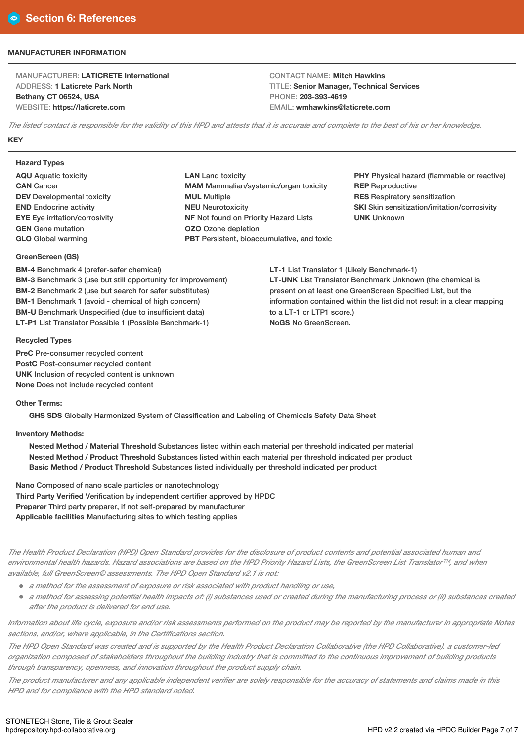# Section 6: References

## MANUFACTURER INFORMATION

MANUFACTURER: **LATICRETE International**
ADDRESS: **1 Laticrete Park North**
**Bethany CT 06524, USA**
WEBSITE: **https://laticrete.com**

CONTACT NAME: **Mitch Hawkins**
TITLE: **Senior Manager, Technical Services**
PHONE: **203-393-4619**
EMAIL: **wmhawkins@laticrete.com**

*The listed contact is responsible for the validity of this HPD and attests that it is accurate and complete to the best of his or her knowledge.*

## KEY

### Hazard Types

**AQU** Aquatic toxicity
**CAN** Cancer
**DEV** Developmental toxicity
**END** Endocrine activity
**EYE** Eye irritation/corrosivity
**GEN** Gene mutation
**GLO** Global warming
**LAN** Land toxicity
**MAM** Mammalian/systemic/organ toxicity
**MUL** Multiple
**NEU** Neurotoxicity
**NF** Not found on Priority Hazard Lists
**OZO** Ozone depletion
**PBT** Persistent, bioaccumulative, and toxic
**PHY** Physical hazard (flammable or reactive)
**REP** Reproductive
**RES** Respiratory sensitization
**SKI** Skin sensitization/irritation/corrosivity
**UNK** Unknown

### GreenScreen (GS)

**BM-4** Benchmark 4 (prefer-safer chemical)
**BM-3** Benchmark 3 (use but still opportunity for improvement)
**BM-2** Benchmark 2 (use but search for safer substitutes)
**BM-1** Benchmark 1 (avoid - chemical of high concern)
**BM-U** Benchmark Unspecified (due to insufficient data)
**LT-P1** List Translator Possible 1 (Possible Benchmark-1)
**LT-1** List Translator 1 (Likely Benchmark-1)
**LT-UNK** List Translator Benchmark Unknown (the chemical is present on at least one GreenScreen Specified List, but the information contained within the list did not result in a clear mapping to a LT-1 or LTP1 score.)
**NoGS** No GreenScreen.

### Recycled Types

**PreC** Pre-consumer recycled content
**PostC** Post-consumer recycled content
**UNK** Inclusion of recycled content is unknown
**None** Does not include recycled content

### Other Terms:

**GHS SDS** Globally Harmonized System of Classification and Labeling of Chemicals Safety Data Sheet

### Inventory Methods:

**Nested Method / Material Threshold** Substances listed within each material per threshold indicated per material
**Nested Method / Product Threshold** Substances listed within each material per threshold indicated per product
**Basic Method / Product Threshold** Substances listed individually per threshold indicated per product

**Nano** Composed of nano scale particles or nanotechnology
**Third Party Verified** Verification by independent certifier approved by HPDC
**Preparer** Third party preparer, if not self-prepared by manufacturer
**Applicable facilities** Manufacturing sites to which testing applies

*The Health Product Declaration (HPD) Open Standard provides for the disclosure of product contents and potential associated human and environmental health hazards. Hazard associations are based on the HPD Priority Hazard Lists, the GreenScreen List Translator™, and when available, full GreenScreen® assessments. The HPD Open Standard v2.1 is not:*

- *a method for the assessment of exposure or risk associated with product handling or use,*
- *a method for assessing potential health impacts of: (i) substances used or created during the manufacturing process or (ii) substances created after the product is delivered for end use.*

*Information about life cycle, exposure and/or risk assessments performed on the product may be reported by the manufacturer in appropriate Notes sections, and/or, where applicable, in the Certifications section.*

*The HPD Open Standard was created and is supported by the Health Product Declaration Collaborative (the HPD Collaborative), a customer-led organization composed of stakeholders throughout the building industry that is committed to the continuous improvement of building products through transparency, openness, and innovation throughout the product supply chain.*

*The product manufacturer and any applicable independent verifier are solely responsible for the accuracy of statements and claims made in this HPD and for compliance with the HPD standard noted.*